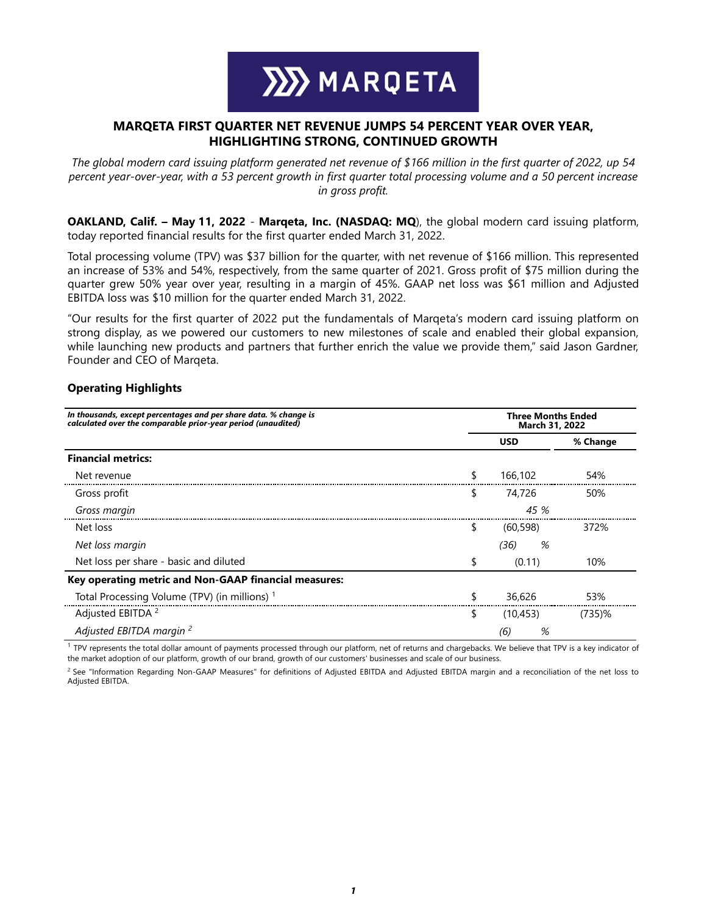# MARQETA FIRST QUARTER NET REVENUE JUMPS 54 PERCENT YEAR OVER YEAR, HIGHLIGHTING STRONG, CONTINUED GROWTH

*The global modern card issuing platform generated net revenue of $166 million in the first quarter of 2022, up 54 percent year-over-year, with a 53 percent growth in first quarter total processing volume and a 50 percent increase in gross profit.*

**OAKLAND, Calif. – May 11, 2022** - **Marqeta, Inc. (NASDAQ: MQ**), the global modern card issuing platform, today reported financial results for the first quarter ended March 31, 2022.

Total processing volume (TPV) was $37 billion for the quarter, with net revenue of $166 million. This represented an increase of 53% and 54%, respectively, from the same quarter of 2021. Gross profit of $75 million during the quarter grew 50% year over year, resulting in a margin of 45%. GAAP net loss was $61 million and Adjusted EBITDA loss was $10 million for the quarter ended March 31, 2022.

"Our results for the first quarter of 2022 put the fundamentals of Marqeta's modern card issuing platform on strong display, as we powered our customers to new milestones of scale and enabled their global expansion, while launching new products and partners that further enrich the value we provide them," said Jason Gardner, Founder and CEO of Marqeta.

## Operating Highlights

| *In thousands, except percentages and per share data. % change is calculated over the comparable prior-year period (unaudited)* | Three Months Ended March 31, 2022 | |
|---|---|---|
| | **USD** | **% Change** |
| **Financial metrics:** | | |
| Net revenue | $ 166,102 | 54% |
| Gross profit | $ 74,726 | 50% |
| *Gross margin* | *45 %* | |
| Net loss | $ (60,598) | 372% |
| *Net loss margin* | *(36) %* | |
| Net loss per share - basic and diluted | $ (0.11) | 10% |
| **Key operating metric and Non-GAAP financial measures:** | | |
| Total Processing Volume (TPV) (in millions) [1] | $ 36,626 | 53% |
| Adjusted EBITDA [2] | $ (10,453) | (735)% |
| *Adjusted EBITDA margin [2]* | *(6) %* | |

[1] TPV represents the total dollar amount of payments processed through our platform, net of returns and chargebacks. We believe that TPV is a key indicator of the market adoption of our platform, growth of our brand, growth of our customers' businesses and scale of our business.

[2] See "Information Regarding Non-GAAP Measures" for definitions of Adjusted EBITDA and Adjusted EBITDA margin and a reconciliation of the net loss to Adjusted EBITDA.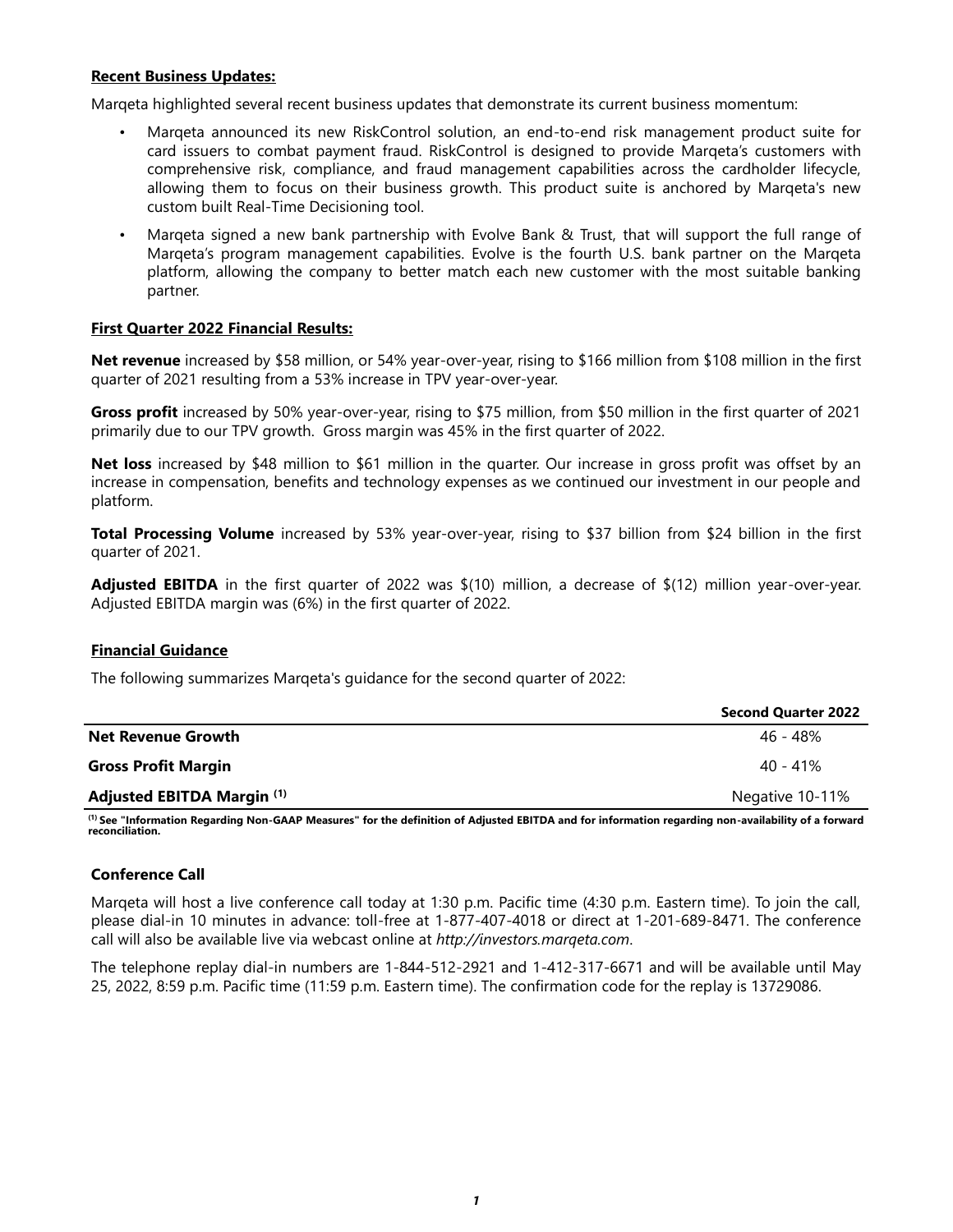**Recent Business Updates:**

Marqeta highlighted several recent business updates that demonstrate its current business momentum:

- Marqeta announced its new RiskControl solution, an end-to-end risk management product suite for card issuers to combat payment fraud. RiskControl is designed to provide Marqeta's customers with comprehensive risk, compliance, and fraud management capabilities across the cardholder lifecycle, allowing them to focus on their business growth. This product suite is anchored by Marqeta's new custom built Real-Time Decisioning tool.
- Marqeta signed a new bank partnership with Evolve Bank & Trust, that will support the full range of Marqeta's program management capabilities. Evolve is the fourth U.S. bank partner on the Marqeta platform, allowing the company to better match each new customer with the most suitable banking partner.

**First Quarter 2022 Financial Results:**

**Net revenue** increased by $58 million, or 54% year-over-year, rising to $166 million from $108 million in the first quarter of 2021 resulting from a 53% increase in TPV year-over-year.

**Gross profit** increased by 50% year-over-year, rising to $75 million, from $50 million in the first quarter of 2021 primarily due to our TPV growth. Gross margin was 45% in the first quarter of 2022.

**Net loss** increased by $48 million to $61 million in the quarter. Our increase in gross profit was offset by an increase in compensation, benefits and technology expenses as we continued our investment in our people and platform.

**Total Processing Volume** increased by 53% year-over-year, rising to $37 billion from $24 billion in the first quarter of 2021.

**Adjusted EBITDA** in the first quarter of 2022 was $(10) million, a decrease of $(12) million year-over-year. Adjusted EBITDA margin was (6%) in the first quarter of 2022.

**Financial Guidance**

The following summarizes Marqeta's guidance for the second quarter of 2022:

| | Second Quarter 2022 |
|---|---|
| **Net Revenue Growth** | 46 - 48% |
| **Gross Profit Margin** | 40 - 41% |
| **Adjusted EBITDA Margin [1]** | Negative 10-11% |

**[1] See "Information Regarding Non-GAAP Measures" for the definition of Adjusted EBITDA and for information regarding non-availability of a forward reconciliation.**

**Conference Call**

Marqeta will host a live conference call today at 1:30 p.m. Pacific time (4:30 p.m. Eastern time). To join the call, please dial-in 10 minutes in advance: toll-free at 1-877-407-4018 or direct at 1-201-689-8471. The conference call will also be available live via webcast online at *http://investors.marqeta.com*.

The telephone replay dial-in numbers are 1-844-512-2921 and 1-412-317-6671 and will be available until May 25, 2022, 8:59 p.m. Pacific time (11:59 p.m. Eastern time). The confirmation code for the replay is 13729086.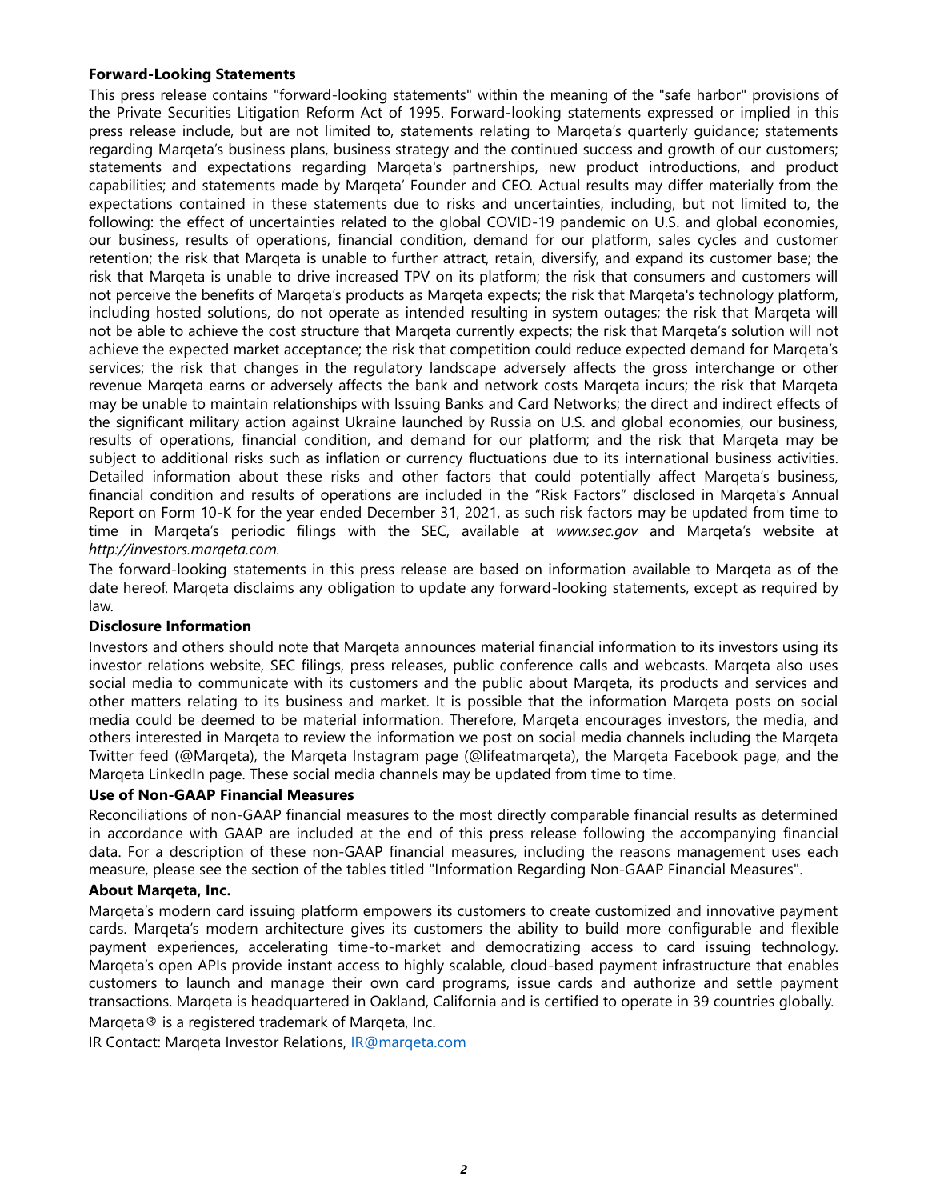**Forward-Looking Statements**

This press release contains "forward-looking statements" within the meaning of the "safe harbor" provisions of the Private Securities Litigation Reform Act of 1995. Forward-looking statements expressed or implied in this press release include, but are not limited to, statements relating to Marqeta's quarterly guidance; statements regarding Marqeta's business plans, business strategy and the continued success and growth of our customers; statements and expectations regarding Marqeta's partnerships, new product introductions, and product capabilities; and statements made by Marqeta' Founder and CEO. Actual results may differ materially from the expectations contained in these statements due to risks and uncertainties, including, but not limited to, the following: the effect of uncertainties related to the global COVID-19 pandemic on U.S. and global economies, our business, results of operations, financial condition, demand for our platform, sales cycles and customer retention; the risk that Marqeta is unable to further attract, retain, diversify, and expand its customer base; the risk that Marqeta is unable to drive increased TPV on its platform; the risk that consumers and customers will not perceive the benefits of Marqeta's products as Marqeta expects; the risk that Marqeta's technology platform, including hosted solutions, do not operate as intended resulting in system outages; the risk that Marqeta will not be able to achieve the cost structure that Marqeta currently expects; the risk that Marqeta's solution will not achieve the expected market acceptance; the risk that competition could reduce expected demand for Marqeta's services; the risk that changes in the regulatory landscape adversely affects the gross interchange or other revenue Marqeta earns or adversely affects the bank and network costs Marqeta incurs; the risk that Marqeta may be unable to maintain relationships with Issuing Banks and Card Networks; the direct and indirect effects of the significant military action against Ukraine launched by Russia on U.S. and global economies, our business, results of operations, financial condition, and demand for our platform; and the risk that Marqeta may be subject to additional risks such as inflation or currency fluctuations due to its international business activities. Detailed information about these risks and other factors that could potentially affect Marqeta's business, financial condition and results of operations are included in the "Risk Factors" disclosed in Marqeta's Annual Report on Form 10-K for the year ended December 31, 2021, as such risk factors may be updated from time to time in Marqeta's periodic filings with the SEC, available at *www.sec.gov* and Marqeta's website at *http://investors.marqeta.com*.

The forward-looking statements in this press release are based on information available to Marqeta as of the date hereof. Marqeta disclaims any obligation to update any forward-looking statements, except as required by law.

**Disclosure Information**

Investors and others should note that Marqeta announces material financial information to its investors using its investor relations website, SEC filings, press releases, public conference calls and webcasts. Marqeta also uses social media to communicate with its customers and the public about Marqeta, its products and services and other matters relating to its business and market. It is possible that the information Marqeta posts on social media could be deemed to be material information. Therefore, Marqeta encourages investors, the media, and others interested in Marqeta to review the information we post on social media channels including the Marqeta Twitter feed (@Marqeta), the Marqeta Instagram page (@lifeatmarqeta), the Marqeta Facebook page, and the Marqeta LinkedIn page. These social media channels may be updated from time to time.

**Use of Non-GAAP Financial Measures**

Reconciliations of non-GAAP financial measures to the most directly comparable financial results as determined in accordance with GAAP are included at the end of this press release following the accompanying financial data. For a description of these non-GAAP financial measures, including the reasons management uses each measure, please see the section of the tables titled "Information Regarding Non-GAAP Financial Measures".

**About Marqeta, Inc.**

Marqeta's modern card issuing platform empowers its customers to create customized and innovative payment cards. Marqeta's modern architecture gives its customers the ability to build more configurable and flexible payment experiences, accelerating time-to-market and democratizing access to card issuing technology. Marqeta's open APIs provide instant access to highly scalable, cloud-based payment infrastructure that enables customers to launch and manage their own card programs, issue cards and authorize and settle payment transactions. Marqeta is headquartered in Oakland, California and is certified to operate in 39 countries globally.

Marqeta® is a registered trademark of Marqeta, Inc.

IR Contact: Marqeta Investor Relations, IR@marqeta.com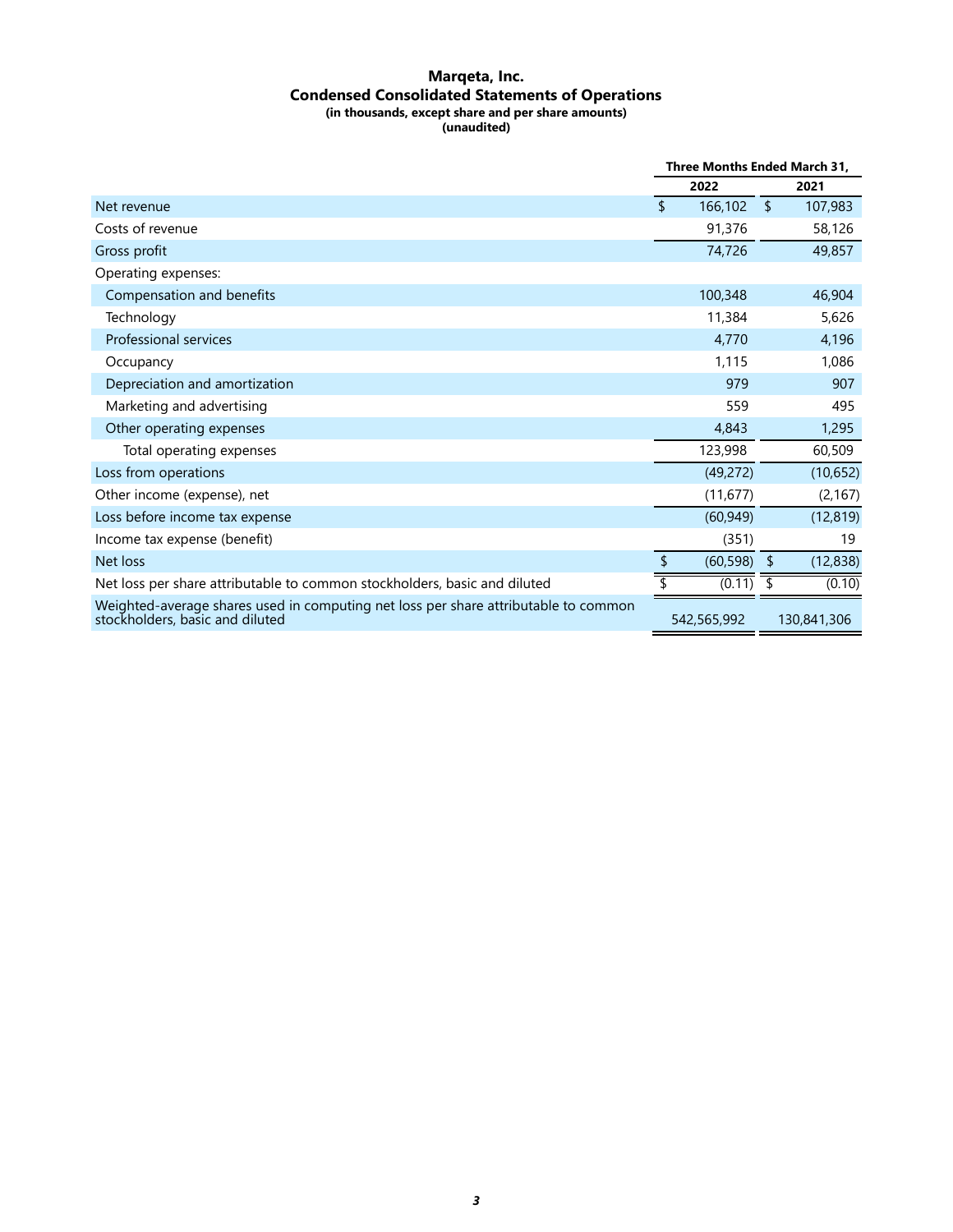**Marqeta, Inc.**
**Condensed Consolidated Statements of Operations**
**(in thousands, except share and per share amounts)**
**(unaudited)**

| | Three Months Ended March 31, | |
|---|---|---|
| | 2022 | 2021 |
| Net revenue | $ 166,102 | $ 107,983 |
| Costs of revenue | 91,376 | 58,126 |
| Gross profit | 74,726 | 49,857 |
| Operating expenses: | | |
| Compensation and benefits | 100,348 | 46,904 |
| Technology | 11,384 | 5,626 |
| Professional services | 4,770 | 4,196 |
| Occupancy | 1,115 | 1,086 |
| Depreciation and amortization | 979 | 907 |
| Marketing and advertising | 559 | 495 |
| Other operating expenses | 4,843 | 1,295 |
| Total operating expenses | 123,998 | 60,509 |
| Loss from operations | (49,272) | (10,652) |
| Other income (expense), net | (11,677) | (2,167) |
| Loss before income tax expense | (60,949) | (12,819) |
| Income tax expense (benefit) | (351) | 19 |
| Net loss | $ (60,598) | $ (12,838) |
| Net loss per share attributable to common stockholders, basic and diluted | $ (0.11) | $ (0.10) |
| Weighted-average shares used in computing net loss per share attributable to common stockholders, basic and diluted | 542,565,992 | 130,841,306 |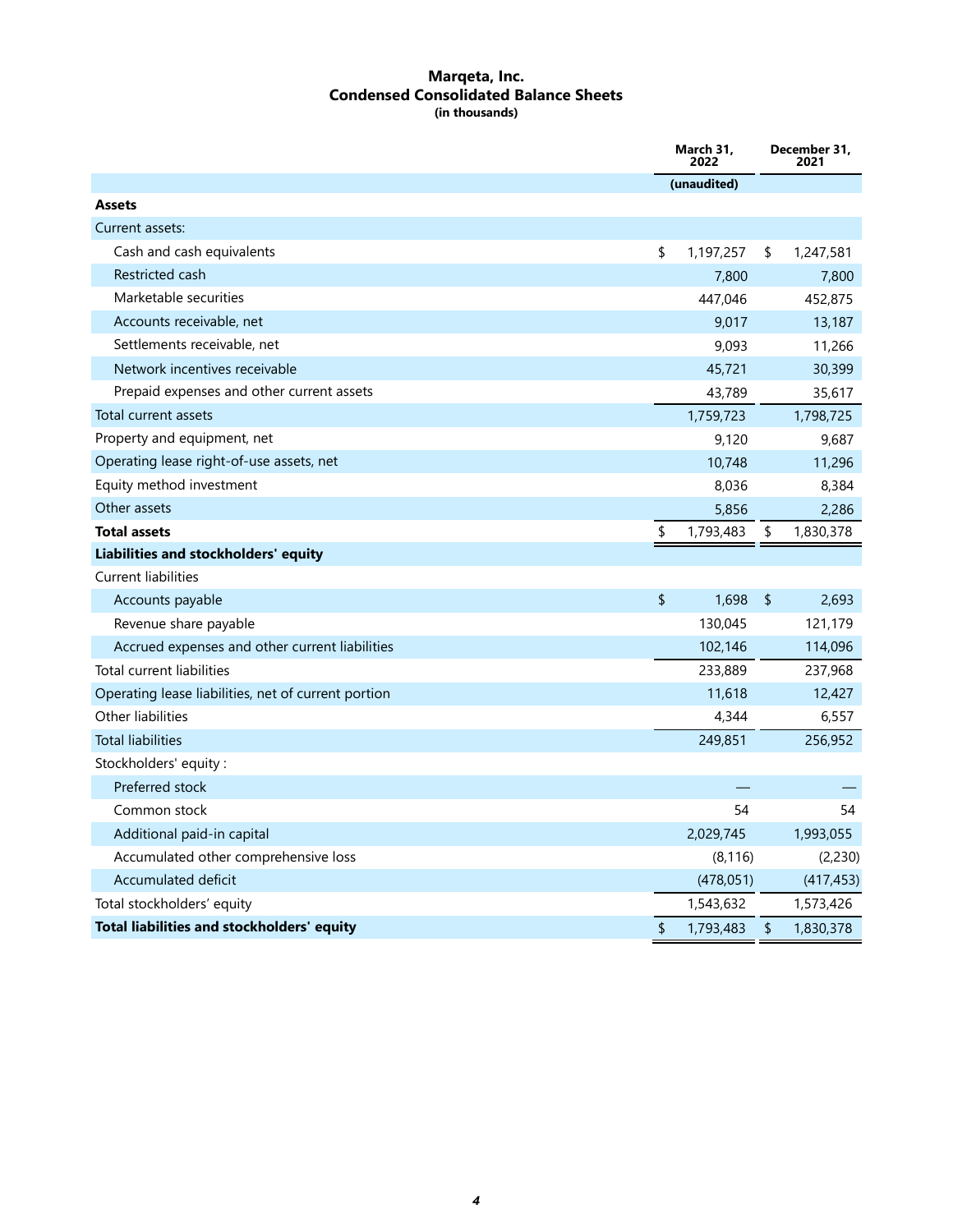**Marqeta, Inc.**
**Condensed Consolidated Balance Sheets**
**(in thousands)**

| | March 31, 2022 | December 31, 2021 |
|---|---|---|
| | (unaudited) | |
| **Assets** | | |
| Current assets: | | |
| Cash and cash equivalents | $ 1,197,257 | $ 1,247,581 |
| Restricted cash | 7,800 | 7,800 |
| Marketable securities | 447,046 | 452,875 |
| Accounts receivable, net | 9,017 | 13,187 |
| Settlements receivable, net | 9,093 | 11,266 |
| Network incentives receivable | 45,721 | 30,399 |
| Prepaid expenses and other current assets | 43,789 | 35,617 |
| Total current assets | 1,759,723 | 1,798,725 |
| Property and equipment, net | 9,120 | 9,687 |
| Operating lease right-of-use assets, net | 10,748 | 11,296 |
| Equity method investment | 8,036 | 8,384 |
| Other assets | 5,856 | 2,286 |
| **Total assets** | $ 1,793,483 | $ 1,830,378 |
| **Liabilities and stockholders' equity** | | |
| Current liabilities | | |
| Accounts payable | $ 1,698 | $ 2,693 |
| Revenue share payable | 130,045 | 121,179 |
| Accrued expenses and other current liabilities | 102,146 | 114,096 |
| Total current liabilities | 233,889 | 237,968 |
| Operating lease liabilities, net of current portion | 11,618 | 12,427 |
| Other liabilities | 4,344 | 6,557 |
| Total liabilities | 249,851 | 256,952 |
| Stockholders' equity : | | |
| Preferred stock | — | — |
| Common stock | 54 | 54 |
| Additional paid-in capital | 2,029,745 | 1,993,055 |
| Accumulated other comprehensive loss | (8,116) | (2,230) |
| Accumulated deficit | (478,051) | (417,453) |
| Total stockholders' equity | 1,543,632 | 1,573,426 |
| **Total liabilities and stockholders' equity** | $ 1,793,483 | $ 1,830,378 |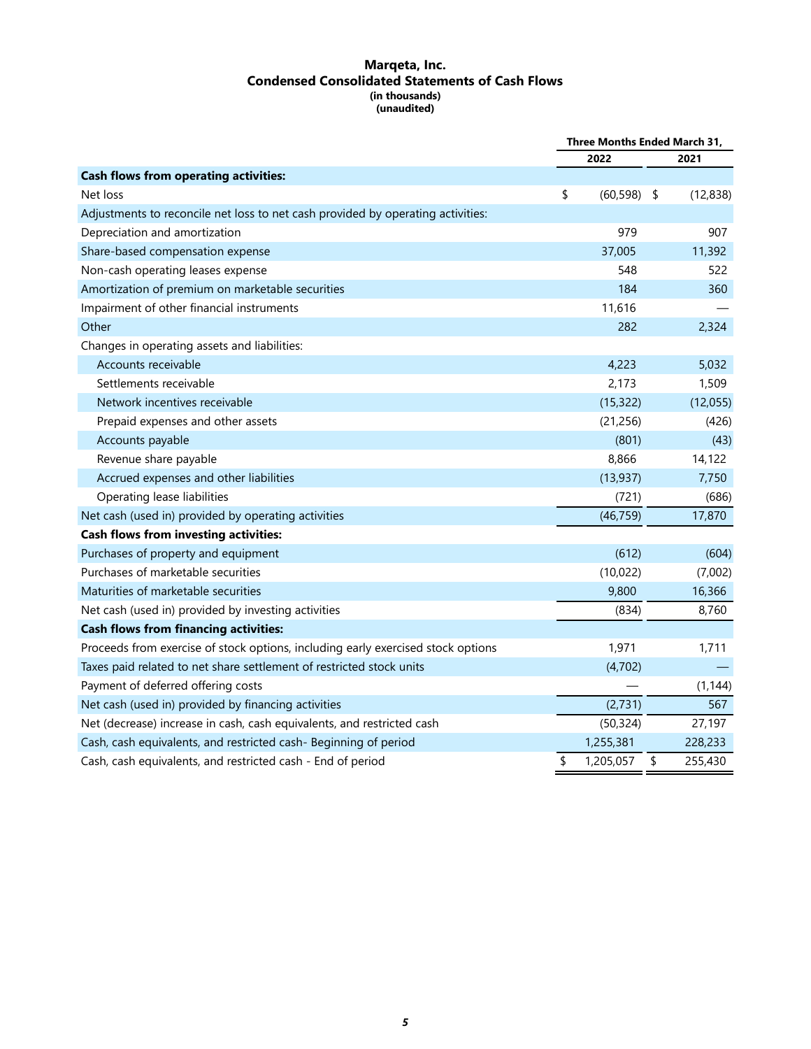# Marqeta, Inc.
## Condensed Consolidated Statements of Cash Flows
**(in thousands)**
**(unaudited)**

| | Three Months Ended March 31, | |
|---|---|---|
| | 2022 | 2021 |
| **Cash flows from operating activities:** | | |
| Net loss | $ (60,598) | $ (12,838) |
| Adjustments to reconcile net loss to net cash provided by operating activities: | | |
| Depreciation and amortization | 979 | 907 |
| Share-based compensation expense | 37,005 | 11,392 |
| Non-cash operating leases expense | 548 | 522 |
| Amortization of premium on marketable securities | 184 | 360 |
| Impairment of other financial instruments | 11,616 | — |
| Other | 282 | 2,324 |
| Changes in operating assets and liabilities: | | |
| Accounts receivable | 4,223 | 5,032 |
| Settlements receivable | 2,173 | 1,509 |
| Network incentives receivable | (15,322) | (12,055) |
| Prepaid expenses and other assets | (21,256) | (426) |
| Accounts payable | (801) | (43) |
| Revenue share payable | 8,866 | 14,122 |
| Accrued expenses and other liabilities | (13,937) | 7,750 |
| Operating lease liabilities | (721) | (686) |
| Net cash (used in) provided by operating activities | (46,759) | 17,870 |
| **Cash flows from investing activities:** | | |
| Purchases of property and equipment | (612) | (604) |
| Purchases of marketable securities | (10,022) | (7,002) |
| Maturities of marketable securities | 9,800 | 16,366 |
| Net cash (used in) provided by investing activities | (834) | 8,760 |
| **Cash flows from financing activities:** | | |
| Proceeds from exercise of stock options, including early exercised stock options | 1,971 | 1,711 |
| Taxes paid related to net share settlement of restricted stock units | (4,702) | — |
| Payment of deferred offering costs | — | (1,144) |
| Net cash (used in) provided by financing activities | (2,731) | 567 |
| Net (decrease) increase in cash, cash equivalents, and restricted cash | (50,324) | 27,197 |
| Cash, cash equivalents, and restricted cash- Beginning of period | 1,255,381 | 228,233 |
| Cash, cash equivalents, and restricted cash - End of period | $ 1,205,057 | $ 255,430 |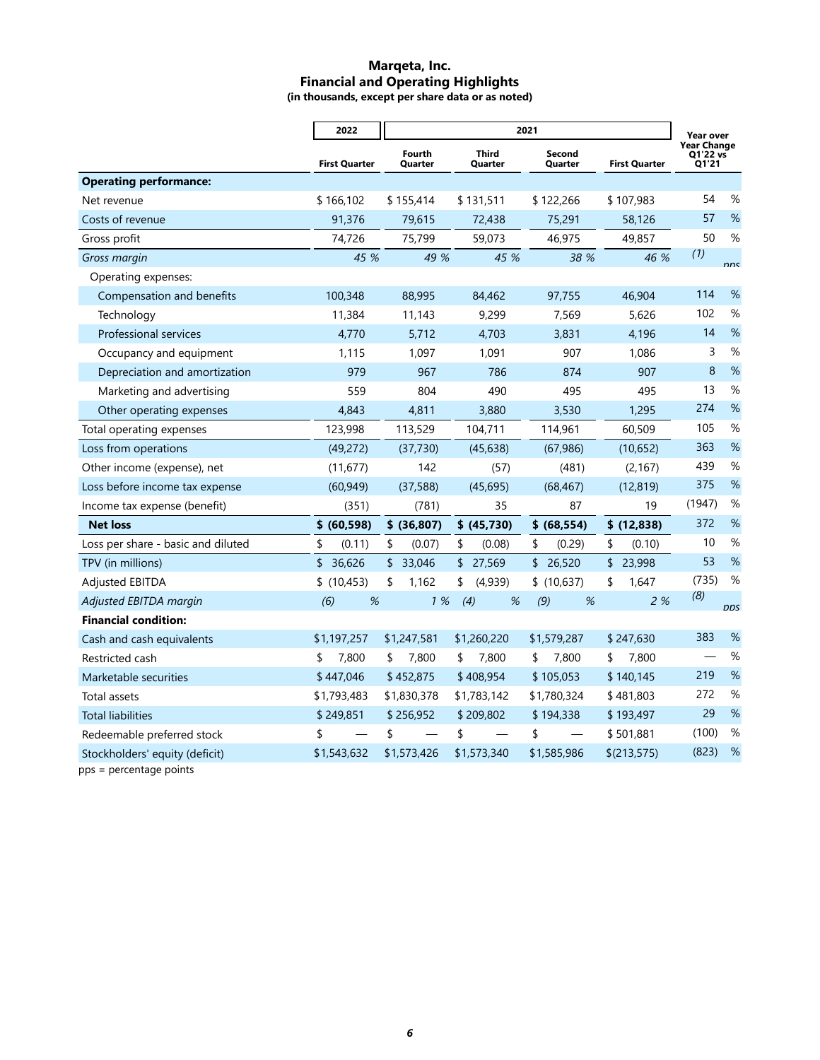# Marqeta, Inc.
## Financial and Operating Highlights
**(in thousands, except per share data or as noted)**

| | 2022 | 2021 | | | | Year over Year Change Q1'22 vs Q1'21 |
|---|---|---|---|---|---|---|
| | First Quarter | Fourth Quarter | Third Quarter | Second Quarter | First Quarter | |
| **Operating performance:** | | | | | | |
| Net revenue | $ 166,102 | $ 155,414 | $ 131,511 | $ 122,266 | $ 107,983 | 54 % |
| Costs of revenue | 91,376 | 79,615 | 72,438 | 75,291 | 58,126 | 57 % |
| Gross profit | 74,726 | 75,799 | 59,073 | 46,975 | 49,857 | 50 % |
| *Gross margin* | *45 %* | *49 %* | *45 %* | *38 %* | *46 %* | *(1) pps* |
| Operating expenses: | | | | | | |
| Compensation and benefits | 100,348 | 88,995 | 84,462 | 97,755 | 46,904 | 114 % |
| Technology | 11,384 | 11,143 | 9,299 | 7,569 | 5,626 | 102 % |
| Professional services | 4,770 | 5,712 | 4,703 | 3,831 | 4,196 | 14 % |
| Occupancy and equipment | 1,115 | 1,097 | 1,091 | 907 | 1,086 | 3 % |
| Depreciation and amortization | 979 | 967 | 786 | 874 | 907 | 8 % |
| Marketing and advertising | 559 | 804 | 490 | 495 | 495 | 13 % |
| Other operating expenses | 4,843 | 4,811 | 3,880 | 3,530 | 1,295 | 274 % |
| Total operating expenses | 123,998 | 113,529 | 104,711 | 114,961 | 60,509 | 105 % |
| Loss from operations | (49,272) | (37,730) | (45,638) | (67,986) | (10,652) | 363 % |
| Other income (expense), net | (11,677) | 142 | (57) | (481) | (2,167) | 439 % |
| Loss before income tax expense | (60,949) | (37,588) | (45,695) | (68,467) | (12,819) | 375 % |
| Income tax expense (benefit) | (351) | (781) | 35 | 87 | 19 | (1947) % |
| **Net loss** | **$ (60,598)** | **$ (36,807)** | **$ (45,730)** | **$ (68,554)** | **$ (12,838)** | 372 % |
| Loss per share - basic and diluted | $ (0.11) | $ (0.07) | $ (0.08) | $ (0.29) | $ (0.10) | 10 % |
| TPV (in millions) | $ 36,626 | $ 33,046 | $ 27,569 | $ 26,520 | $ 23,998 | 53 % |
| Adjusted EBITDA | $ (10,453) | $ 1,162 | $ (4,939) | $ (10,637) | $ 1,647 | (735) % |
| *Adjusted EBITDA margin* | *(6) %* | *1 %* | *(4) %* | *(9) %* | *2 %* | *(8) pps* |
| **Financial condition:** | | | | | | |
| Cash and cash equivalents | $1,197,257 | $1,247,581 | $1,260,220 | $1,579,287 | $ 247,630 | 383 % |
| Restricted cash | $ 7,800 | $ 7,800 | $ 7,800 | $ 7,800 | $ 7,800 | — % |
| Marketable securities | $ 447,046 | $ 452,875 | $ 408,954 | $ 105,053 | $ 140,145 | 219 % |
| Total assets | $1,793,483 | $1,830,378 | $1,783,142 | $1,780,324 | $ 481,803 | 272 % |
| Total liabilities | $ 249,851 | $ 256,952 | $ 209,802 | $ 194,338 | $ 193,497 | 29 % |
| Redeemable preferred stock | $ — | $ — | $ — | $ — | $ 501,881 | (100) % |
| Stockholders' equity (deficit) | $1,543,632 | $1,573,426 | $1,573,340 | $1,585,986 | $(213,575) | (823) % |

pps = percentage points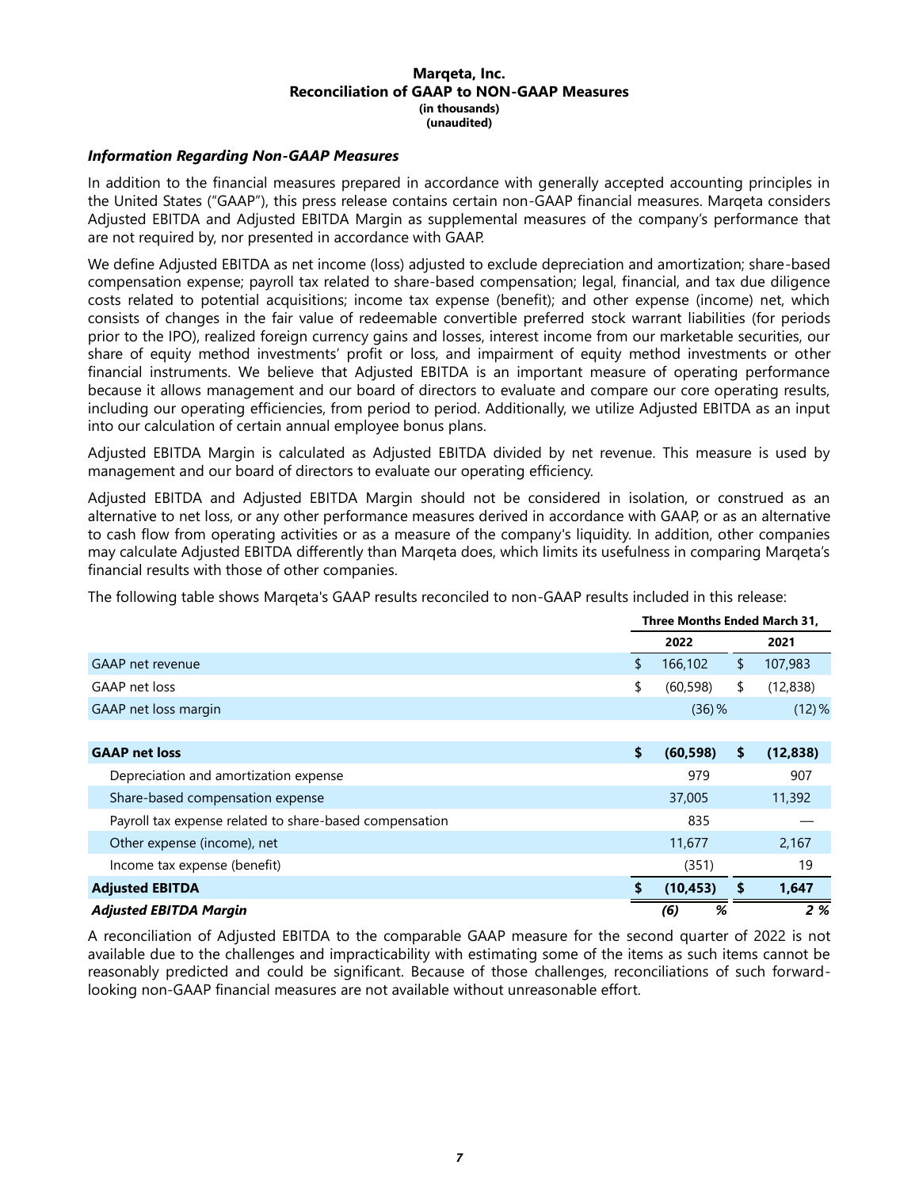**Marqeta, Inc.**
**Reconciliation of GAAP to NON-GAAP Measures**
**(in thousands)**
**(unaudited)**

### *Information Regarding Non-GAAP Measures*

In addition to the financial measures prepared in accordance with generally accepted accounting principles in the United States ("GAAP"), this press release contains certain non-GAAP financial measures. Marqeta considers Adjusted EBITDA and Adjusted EBITDA Margin as supplemental measures of the company's performance that are not required by, nor presented in accordance with GAAP.

We define Adjusted EBITDA as net income (loss) adjusted to exclude depreciation and amortization; share-based compensation expense; payroll tax related to share-based compensation; legal, financial, and tax due diligence costs related to potential acquisitions; income tax expense (benefit); and other expense (income) net, which consists of changes in the fair value of redeemable convertible preferred stock warrant liabilities (for periods prior to the IPO), realized foreign currency gains and losses, interest income from our marketable securities, our share of equity method investments' profit or loss, and impairment of equity method investments or other financial instruments. We believe that Adjusted EBITDA is an important measure of operating performance because it allows management and our board of directors to evaluate and compare our core operating results, including our operating efficiencies, from period to period. Additionally, we utilize Adjusted EBITDA as an input into our calculation of certain annual employee bonus plans.

Adjusted EBITDA Margin is calculated as Adjusted EBITDA divided by net revenue. This measure is used by management and our board of directors to evaluate our operating efficiency.

Adjusted EBITDA and Adjusted EBITDA Margin should not be considered in isolation, or construed as an alternative to net loss, or any other performance measures derived in accordance with GAAP, or as an alternative to cash flow from operating activities or as a measure of the company's liquidity. In addition, other companies may calculate Adjusted EBITDA differently than Marqeta does, which limits its usefulness in comparing Marqeta's financial results with those of other companies.

The following table shows Marqeta's GAAP results reconciled to non-GAAP results included in this release:

| | Three Months Ended March 31, | |
|---|---|---|
| | 2022 | 2021 |
| GAAP net revenue | $ 166,102 | $ 107,983 |
| GAAP net loss | $ (60,598) | $ (12,838) |
| GAAP net loss margin | (36) % | (12) % |
| | | |
| **GAAP net loss** | **$ (60,598)** | **$ (12,838)** |
| Depreciation and amortization expense | 979 | 907 |
| Share-based compensation expense | 37,005 | 11,392 |
| Payroll tax expense related to share-based compensation | 835 | — |
| Other expense (income), net | 11,677 | 2,167 |
| Income tax expense (benefit) | (351) | 19 |
| **Adjusted EBITDA** | **$ (10,453)** | **$ 1,647** |
| ***Adjusted EBITDA Margin*** | ***(6) %*** | ***2 %*** |

A reconciliation of Adjusted EBITDA to the comparable GAAP measure for the second quarter of 2022 is not available due to the challenges and impracticability with estimating some of the items as such items cannot be reasonably predicted and could be significant. Because of those challenges, reconciliations of such forward-looking non-GAAP financial measures are not available without unreasonable effort.